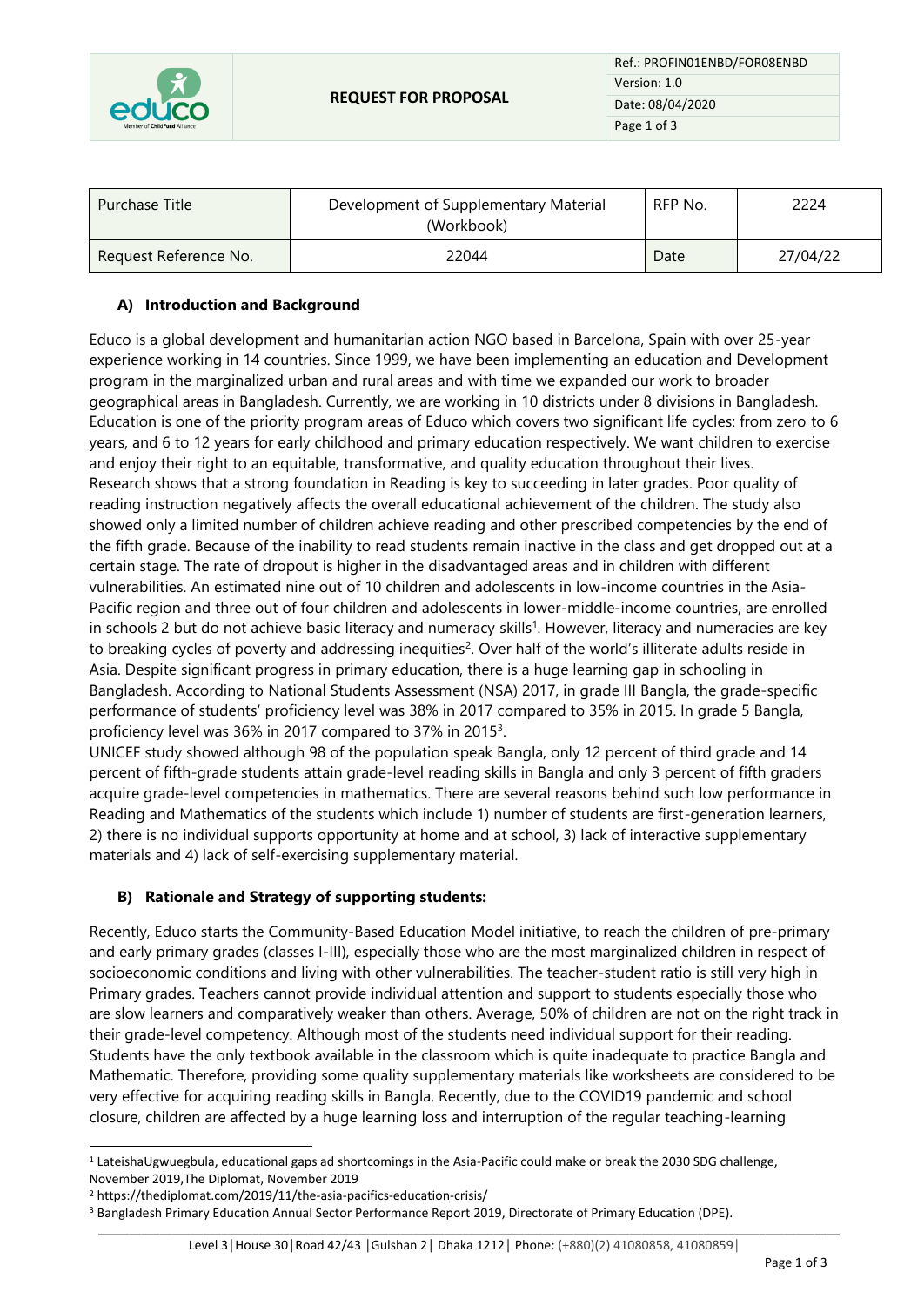| REQUEST FOR PROPOSAL | Ref.: PROFIN01ENBD/FOR08ENBD |
|---|---|
| | Version: 1.0 |
| | Date: 08/04/2020 |

| Purchase Title | Development of Supplementary Material (Workbook) | RFP No. | 2224 |
|---|---|---|---|
| Request Reference No. | 22044 | Date | 27/04/22 |

## A) Introduction and Background

Educo is a global development and humanitarian action NGO based in Barcelona, Spain with over 25-year experience working in 14 countries. Since 1999, we have been implementing an education and Development program in the marginalized urban and rural areas and with time we expanded our work to broader geographical areas in Bangladesh. Currently, we are working in 10 districts under 8 divisions in Bangladesh. Education is one of the priority program areas of Educo which covers two significant life cycles: from zero to 6 years, and 6 to 12 years for early childhood and primary education respectively. We want children to exercise and enjoy their right to an equitable, transformative, and quality education throughout their lives.
Research shows that a strong foundation in Reading is key to succeeding in later grades. Poor quality of reading instruction negatively affects the overall educational achievement of the children. The study also showed only a limited number of children achieve reading and other prescribed competencies by the end of the fifth grade. Because of the inability to read students remain inactive in the class and get dropped out at a certain stage. The rate of dropout is higher in the disadvantaged areas and in children with different vulnerabilities. An estimated nine out of 10 children and adolescents in low-income countries in the Asia-Pacific region and three out of four children and adolescents in lower-middle-income countries, are enrolled in schools 2 but do not achieve basic literacy and numeracy skills[1]. However, literacy and numeracies are key to breaking cycles of poverty and addressing inequities[2]. Over half of the world's illiterate adults reside in Asia. Despite significant progress in primary education, there is a huge learning gap in schooling in Bangladesh. According to National Students Assessment (NSA) 2017, in grade III Bangla, the grade-specific performance of students' proficiency level was 38% in 2017 compared to 35% in 2015. In grade 5 Bangla, proficiency level was 36% in 2017 compared to 37% in 2015[3].
UNICEF study showed although 98 of the population speak Bangla, only 12 percent of third grade and 14 percent of fifth-grade students attain grade-level reading skills in Bangla and only 3 percent of fifth graders acquire grade-level competencies in mathematics. There are several reasons behind such low performance in Reading and Mathematics of the students which include 1) number of students are first-generation learners, 2) there is no individual supports opportunity at home and at school, 3) lack of interactive supplementary materials and 4) lack of self-exercising supplementary material.

## B) Rationale and Strategy of supporting students:

Recently, Educo starts the Community-Based Education Model initiative, to reach the children of pre-primary and early primary grades (classes I-III), especially those who are the most marginalized children in respect of socioeconomic conditions and living with other vulnerabilities. The teacher-student ratio is still very high in Primary grades. Teachers cannot provide individual attention and support to students especially those who are slow learners and comparatively weaker than others. Average, 50% of children are not on the right track in their grade-level competency. Although most of the students need individual support for their reading. Students have the only textbook available in the classroom which is quite inadequate to practice Bangla and Mathematic. Therefore, providing some quality supplementary materials like worksheets are considered to be very effective for acquiring reading skills in Bangla. Recently, due to the COVID19 pandemic and school closure, children are affected by a huge learning loss and interruption of the regular teaching-learning

---

[1] LateishaUgwuegbula, educational gaps ad shortcomings in the Asia-Pacific could make or break the 2030 SDG challenge, November 2019,The Diplomat, November 2019

[2] https://thediplomat.com/2019/11/the-asia-pacifics-education-crisis/

[3] Bangladesh Primary Education Annual Sector Performance Report 2019, Directorate of Primary Education (DPE).

Level 3|House 30|Road 42/43 |Gulshan 2| Dhaka 1212| Phone: (+880)(2) 41080858, 41080859|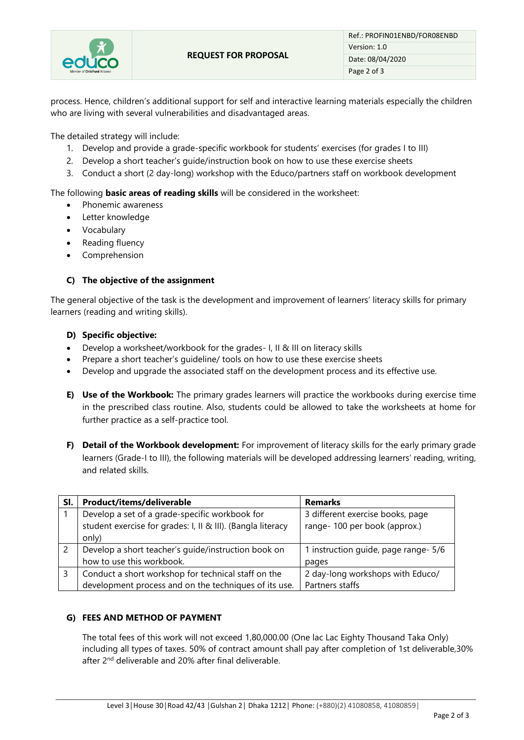process. Hence, children's additional support for self and interactive learning materials especially the children who are living with several vulnerabilities and disadvantaged areas.

The detailed strategy will include:

1. Develop and provide a grade-specific workbook for students' exercises (for grades I to III)
2. Develop a short teacher's guide/instruction book on how to use these exercise sheets
3. Conduct a short (2 day-long) workshop with the Educo/partners staff on workbook development

The following **basic areas of reading skills** will be considered in the worksheet:

- Phonemic awareness
- Letter knowledge
- Vocabulary
- Reading fluency
- Comprehension

### C) The objective of the assignment

The general objective of the task is the development and improvement of learners' literacy skills for primary learners (reading and writing skills).

### D) Specific objective:

- Develop a worksheet/workbook for the grades- I, II & III on literacy skills
- Prepare a short teacher's guideline/ tools on how to use these exercise sheets
- Develop and upgrade the associated staff on the development process and its effective use.

**E) Use of the Workbook:** The primary grades learners will practice the workbooks during exercise time in the prescribed class routine. Also, students could be allowed to take the worksheets at home for further practice as a self-practice tool.

**F) Detail of the Workbook development:** For improvement of literacy skills for the early primary grade learners (Grade-I to III), the following materials will be developed addressing learners' reading, writing, and related skills.

| Sl. | Product/items/deliverable | Remarks |
|---|---|---|
| 1 | Develop a set of a grade-specific workbook for student exercise for grades: I, II & III). (Bangla literacy only) | 3 different exercise books, page range- 100 per book (approx.) |
| 2 | Develop a short teacher's guide/instruction book on how to use this workbook. | 1 instruction guide, page range- 5/6 pages |
| 3 | Conduct a short workshop for technical staff on the development process and on the techniques of its use. | 2 day-long workshops with Educo/ Partners staffs |

### G) FEES AND METHOD OF PAYMENT

The total fees of this work will not exceed 1,80,000.00 (One lac Lac Eighty Thousand Taka Only) including all types of taxes. 50% of contract amount shall pay after completion of 1st deliverable,30% after 2nd deliverable and 20% after final deliverable.

Level 3|House 30|Road 42/43 |Gulshan 2| Dhaka 1212| Phone: (+880)(2) 41080858, 41080859|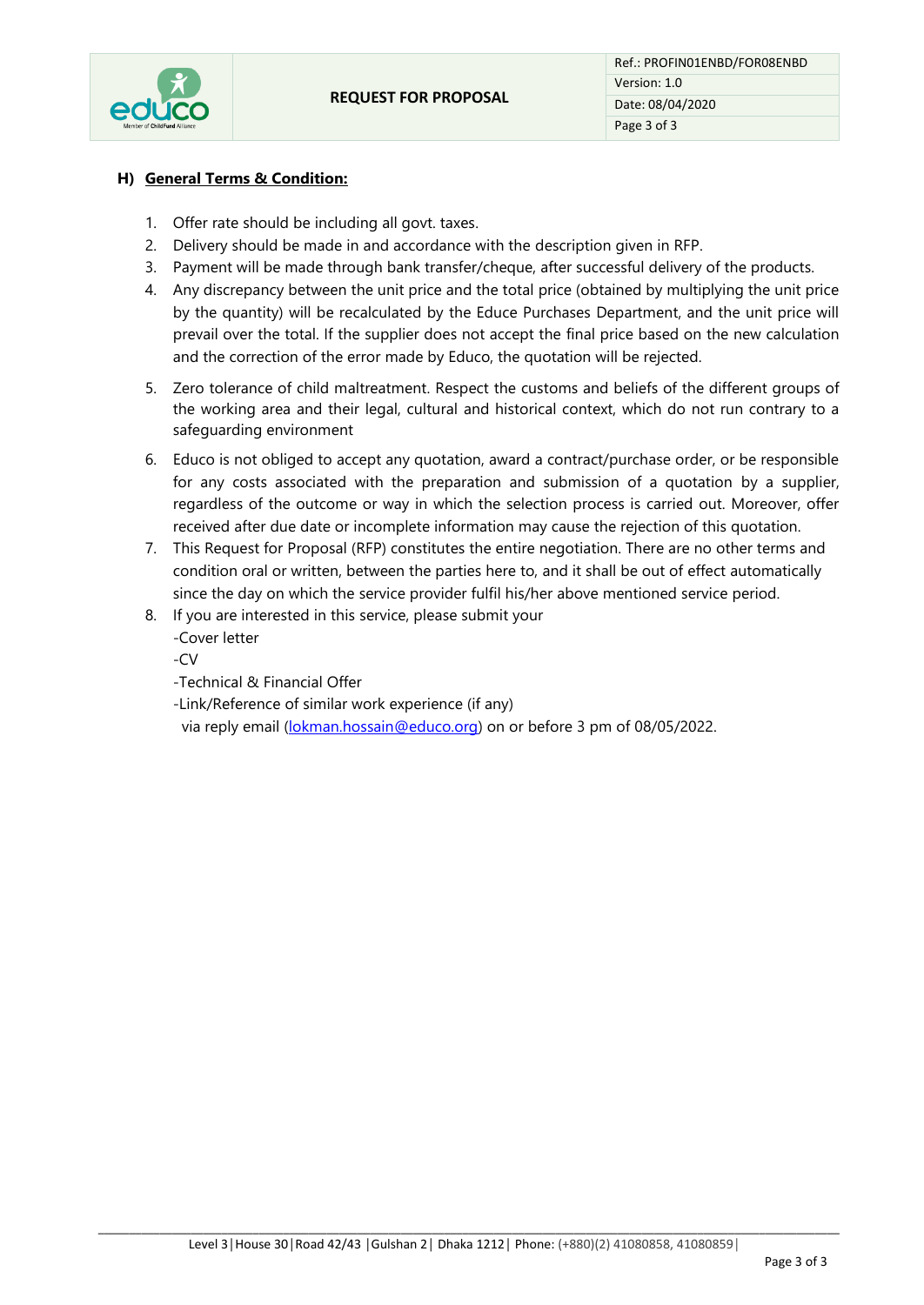## H) General Terms & Condition:

1. Offer rate should be including all govt. taxes.
2. Delivery should be made in and accordance with the description given in RFP.
3. Payment will be made through bank transfer/cheque, after successful delivery of the products.
4. Any discrepancy between the unit price and the total price (obtained by multiplying the unit price by the quantity) will be recalculated by the Educe Purchases Department, and the unit price will prevail over the total. If the supplier does not accept the final price based on the new calculation and the correction of the error made by Educo, the quotation will be rejected.
5. Zero tolerance of child maltreatment. Respect the customs and beliefs of the different groups of the working area and their legal, cultural and historical context, which do not run contrary to a safeguarding environment
6. Educo is not obliged to accept any quotation, award a contract/purchase order, or be responsible for any costs associated with the preparation and submission of a quotation by a supplier, regardless of the outcome or way in which the selection process is carried out. Moreover, offer received after due date or incomplete information may cause the rejection of this quotation.
7. This Request for Proposal (RFP) constitutes the entire negotiation. There are no other terms and condition oral or written, between the parties here to, and it shall be out of effect automatically since the day on which the service provider fulfil his/her above mentioned service period.
8. If you are interested in this service, please submit your
   -Cover letter
   -CV
   -Technical & Financial Offer
   -Link/Reference of similar work experience (if any)
   via reply email (lokman.hossain@educo.org) on or before 3 pm of 08/05/2022.

Level 3|House 30|Road 42/43 |Gulshan 2| Dhaka 1212| Phone: (+880)(2) 41080858, 41080859|